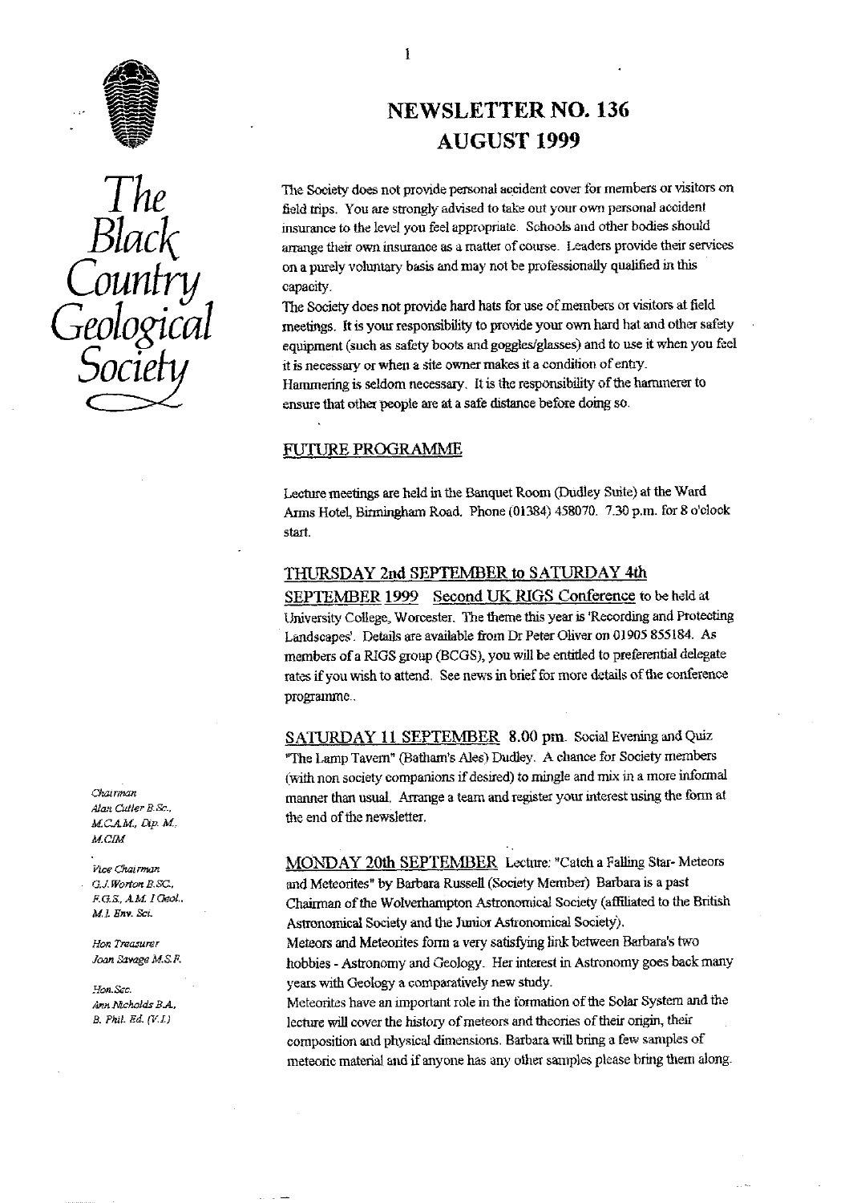# The Black Country Geological Society

# NEWSLETTER NO. 136
# AUGUST 1999

The Society does not provide personal accident cover for members or visitors on field trips. You are strongly advised to take out your own personal accident insurance to the level you feel appropriate. Schools and other bodies should arrange their own insurance as a matter of course. Leaders provide their services on a purely voluntary basis and may not be professionally qualified in this capacity.

The Society does not provide hard hats for use of members or visitors at field meetings. It is your responsibility to provide your own hard hat and other safety equipment (such as safety boots and goggles/glasses) and to use it when you feel it is necessary or when a site owner makes it a condition of entry.

Hammering is seldom necessary. It is the responsibility of the hammerer to ensure that other people are at a safe distance before doing so.

## FUTURE PROGRAMME

Lecture meetings are held in the Banquet Room (Dudley Suite) at the Ward Arms Hotel, Birmingham Road. Phone (01384) 458070. 7.30 p.m. for 8 o'clock start.

### THURSDAY 2nd SEPTEMBER to SATURDAY 4th SEPTEMBER 1999 Second UK RIGS Conference

to be held at University College, Worcester. The theme this year is 'Recording and Protecting Landscapes'. Details are available from Dr Peter Oliver on 01905 855184. As members of a RIGS group (BCGS), you will be entitled to preferential delegate rates if you wish to attend. See news in brief for more details of the conference programme..

### SATURDAY 11 SEPTEMBER 8.00 pm.

Social Evening and Quiz "The Lamp Tavern" (Batham's Ales) Dudley. A chance for Society members (with non society companions if desired) to mingle and mix in a more informal manner than usual. Arrange a team and register your interest using the form at the end of the newsletter.

### MONDAY 20th SEPTEMBER

Lecture: "Catch a Falling Star- Meteors and Meteorites" by Barbara Russell (Society Member) Barbara is a past Chairman of the Wolverhampton Astronomical Society (affiliated to the British Astronomical Society and the Junior Astronomical Society).

Meteors and Meteorites form a very satisfying link between Barbara's two hobbies - Astronomy and Geology. Her interest in Astronomy goes back many years with Geology a comparatively new study.

Meteorites have an important role in the formation of the Solar System and the lecture will cover the history of meteors and theories of their origin, their composition and physical dimensions. Barbara will bring a few samples of meteoric material and if anyone has any other samples please bring them along.

---

*Chairman*
Alan Cutler B.Sc., M.C.A.M., Dip. M., M.CIM

*Vice Chairman*
G.J. Worton B.SC., F.G.S., A.M. I Geol., M.I. Env. Sci.

*Hon Treasurer*
Joan Savage M.S.F.

*Hon.Sec.*
Ann Nicholds B.A., B. Phil. Ed. (V.I.)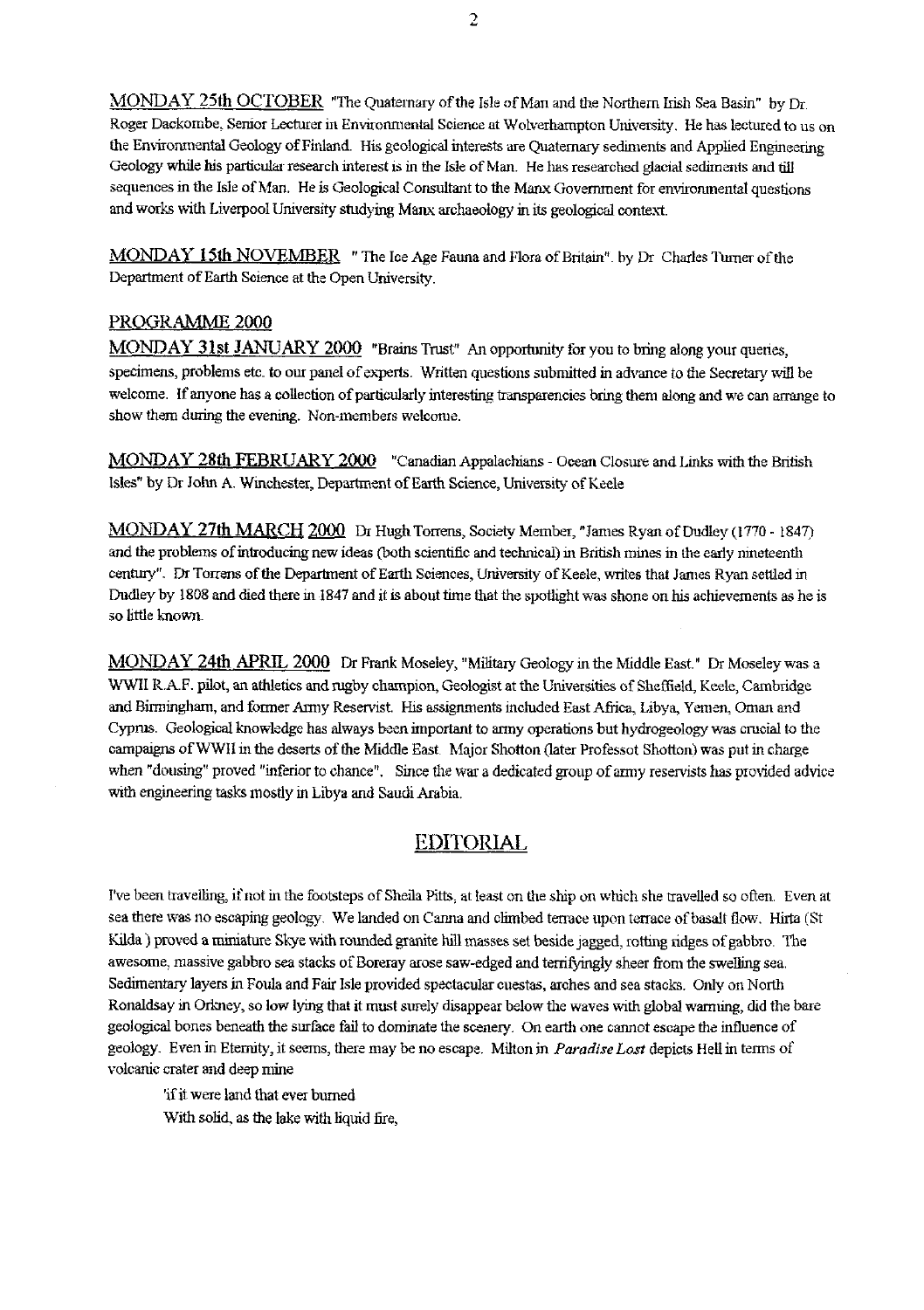MONDAY 25th OCTOBER "The Quaternary of the Isle of Man and the Northern Irish Sea Basin" by Dr. Roger Dackombe, Senior Lecturer in Environmental Science at Wolverhampton University. He has lectured to us on the Environmental Geology of Finland. His geological interests are Quaternary sediments and Applied Engineering Geology while his particular research interest is in the Isle of Man. He has researched glacial sediments and till sequences in the Isle of Man. He is Geological Consultant to the Manx Government for environmental questions and works with Liverpool University studying Manx archaeology in its geological context.

MONDAY 15th NOVEMBER " The Ice Age Fauna and Flora of Britain". by Dr Charles Turner of the Department of Earth Science at the Open University.

## PROGRAMME 2000

MONDAY 31st JANUARY 2000 "Brains Trust" An opportunity for you to bring along your queries, specimens, problems etc. to our panel of experts. Written questions submitted in advance to the Secretary will be welcome. If anyone has a collection of particularly interesting transparencies bring them along and we can arrange to show them during the evening. Non-members welcome.

MONDAY 28th FEBRUARY 2000 "Canadian Appalachians - Ocean Closure and Links with the British Isles" by Dr John A. Winchester, Department of Earth Science, University of Keele

MONDAY 27th MARCH 2000 Dr Hugh Torrens, Society Member, "James Ryan of Dudley (1770 - 1847) and the problems of introducing new ideas (both scientific and technical) in British mines in the early nineteenth century". Dr Torrens of the Department of Earth Sciences, University of Keele, writes that James Ryan settled in Dudley by 1808 and died there in 1847 and it is about time that the spotlight was shone on his achievements as he is so little known.

MONDAY 24th APRIL 2000 Dr Frank Moseley, "Military Geology in the Middle East." Dr Moseley was a WWII R.A.F. pilot, an athletics and rugby champion, Geologist at the Universities of Sheffield, Keele, Cambridge and Birmingham, and former Army Reservist. His assignments included East Africa, Libya, Yemen, Oman and Cyprus. Geological knowledge has always been important to army operations but hydrogeology was crucial to the campaigns of WWII in the deserts of the Middle East. Major Shotton (later Professot Shotton) was put in charge when "dousing" proved "inferior to chance". Since the war a dedicated group of army reservists has provided advice with engineering tasks mostly in Libya and Saudi Arabia.

## EDITORIAL

I've been travelling, if not in the footsteps of Sheila Pitts, at least on the ship on which she travelled so often. Even at sea there was no escaping geology. We landed on Canna and climbed terrace upon terrace of basalt flow. Hirta (St Kilda ) proved a miniature Skye with rounded granite hill masses set beside jagged, rotting ridges of gabbro. The awesome, massive gabbro sea stacks of Boreray arose saw-edged and terrifyingly sheer from the swelling sea. Sedimentary layers in Foula and Fair Isle provided spectacular cuestas, arches and sea stacks. Only on North Ronaldsay in Orkney, so low lying that it must surely disappear below the waves with global warming, did the bare geological bones beneath the surface fail to dominate the scenery. On earth one cannot escape the influence of geology. Even in Eternity, it seems, there may be no escape. Milton in *Paradise Lost* depicts Hell in terms of volcanic crater and deep mine

> 'if it were land that ever burned
> With solid, as the lake with liquid fire,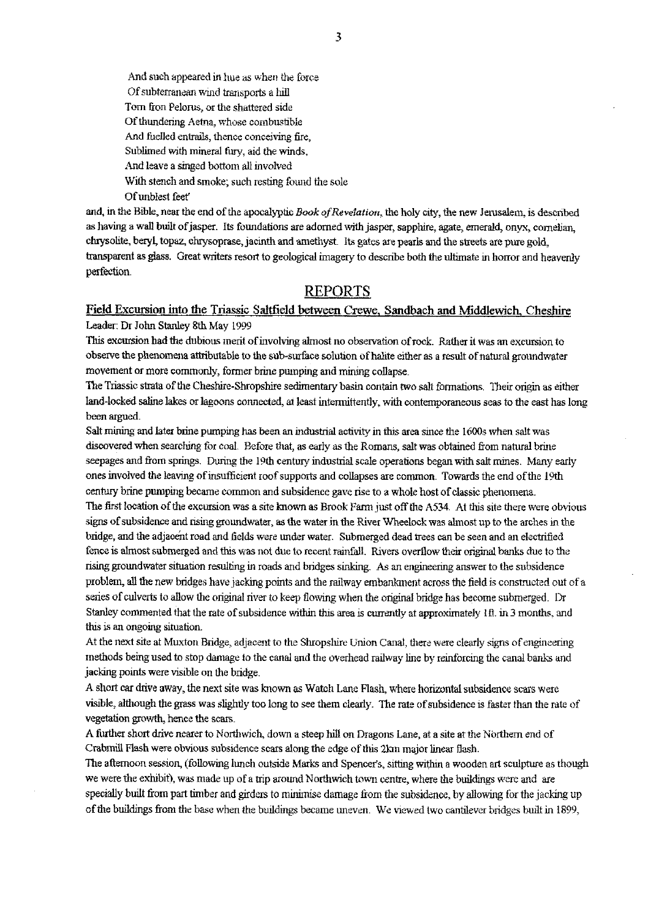And such appeared in hue as when the force
Of subterranean wind transports a hill
Torn fron Pelorus, or the shattered side
Of thundering Aetna, whose combustible
And fuelled entrails, thence conceiving fire,
Sublimed with mineral fury, aid the winds,
And leave a singed bottom all involved
With stench and smoke; such resting found the sole
Of unblest feet'

and, in the Bible, near the end of the apocalyptic *Book of Revelation*, the holy city, the new Jerusalem, is described as having a wall built of jasper. Its foundations are adorned with jasper, sapphire, agate, emerald, onyx, cornelian, chrysolite, beryl, topaz, chrysoprase, jacinth and amethyst. Its gates are pearls and the streets are pure gold, transparent as glass. Great writers resort to geological imagery to describe both the ultimate in horror and heavenly perfection.

## REPORTS

### Field Excursion into the Triassic Saltfield between Crewe, Sandbach and Middlewich, Cheshire

Leader: Dr John Stanley 8th May 1999

This excursion had the dubious merit of involving almost no observation of rock. Rather it was an excursion to observe the phenomena attributable to the sub-surface solution of halite either as a result of natural groundwater movement or more commonly, former brine pumping and mining collapse.

The Triassic strata of the Cheshire-Shropshire sedimentary basin contain two salt formations. Their origin as either land-locked saline lakes or lagoons connected, at least intermittently, with contemporaneous seas to the east has long been argued.

Salt mining and later brine pumping has been an industrial activity in this area since the 1600s when salt was discovered when searching for coal. Before that, as early as the Romans, salt was obtained from natural brine seepages and from springs. During the 19th century industrial scale operations began with salt mines. Many early ones involved the leaving of insufficient roof supports and collapses are common. Towards the end of the 19th century brine pumping became common and subsidence gave rise to a whole host of classic phenomena.

The first location of the excursion was a site known as Brook Farm just off the A534. At this site there were obvious signs of subsidence and rising groundwater, as the water in the River Wheelock was almost up to the arches in the bridge, and the adjacent road and fields were under water. Submerged dead trees can be seen and an electrified fence is almost submerged and this was not due to recent rainfall. Rivers overflow their original banks due to the rising groundwater situation resulting in roads and bridges sinking. As an engineering answer to the subsidence problem, all the new bridges have jacking points and the railway embankment across the field is constructed out of a series of culverts to allow the original river to keep flowing when the original bridge has become submerged. Dr Stanley commented that the rate of subsidence within this area is currently at approximately 1ft. in 3 months, and this is an ongoing situation.

At the next site at Muxton Bridge, adjacent to the Shropshire Union Canal, there were clearly signs of engineering methods being used to stop damage to the canal and the overhead railway line by reinforcing the canal banks and jacking points were visible on the bridge.

A short car drive away, the next site was known as Watch Lane Flash, where horizontal subsidence scars were visible, although the grass was slightly too long to see them clearly. The rate of subsidence is faster than the rate of vegetation growth, hence the scars.

A further short drive nearer to Northwich, down a steep hill on Dragons Lane, at a site at the Northern end of Crabmill Flash were obvious subsidence scars along the edge of this 2km major linear flash.

The afternoon session, (following lunch outside Marks and Spencer's, sitting within a wooden art sculpture as though we were the exhibit), was made up of a trip around Northwich town centre, where the buildings were and are specially built from part timber and girders to minimise damage from the subsidence, by allowing for the jacking up of the buildings from the base when the buildings became uneven. We viewed two cantilever bridges built in 1899,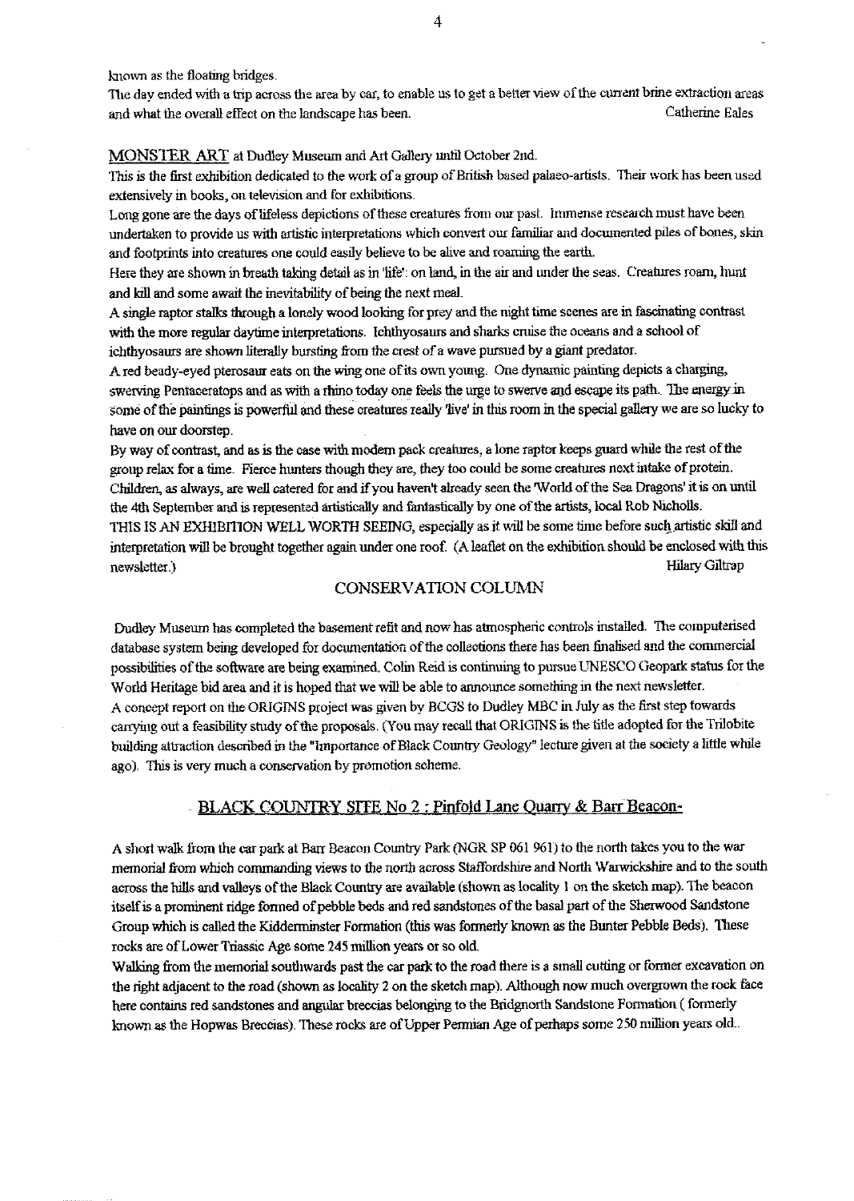known as the floating bridges.

The day ended with a trip across the area by car, to enable us to get a better view of the current brine extraction areas and what the overall effect on the landscape has been. Catherine Eales

MONSTER ART at Dudley Museum and Art Gallery until October 2nd.

This is the first exhibition dedicated to the work of a group of British based palaeo-artists. Their work has been used extensively in books, on television and for exhibitions.

Long gone are the days of lifeless depictions of these creatures from our past. Immense research must have been undertaken to provide us with artistic interpretations which convert our familiar and documented piles of bones, skin and footprints into creatures one could easily believe to be alive and roaming the earth.

Here they are shown in breath taking detail as in 'life': on land, in the air and under the seas. Creatures roam, hunt and kill and some await the inevitability of being the next meal.

A single raptor stalks through a lonely wood looking for prey and the night time scenes are in fascinating contrast with the more regular daytime interpretations. Ichthyosaurs and sharks cruise the oceans and a school of ichthyosaurs are shown literally bursting from the crest of a wave pursued by a giant predator.

A red beady-eyed pterosaur eats on the wing one of its own young. One dynamic painting depicts a charging, swerving Pentaceratops and as with a rhino today one feels the urge to swerve and escape its path. The energy in some of the paintings is powerful and these creatures really 'live' in this room in the special gallery we are so lucky to have on our doorstep.

By way of contrast, and as is the case with modern pack creatures, a lone raptor keeps guard while the rest of the group relax for a time. Fierce hunters though they are, they too could be some creatures next intake of protein. Children, as always, are well catered for and if you haven't already seen the 'World of the Sea Dragons' it is on until the 4th September and is represented artistically and fantastically by one of the artists, local Rob Nicholls.

THIS IS AN EXHIBITION WELL WORTH SEEING, especially as it will be some time before such artistic skill and interpretation will be brought together again under one roof. (A leaflet on the exhibition should be enclosed with this newsletter.) Hilary Giltrap

## CONSERVATION COLUMN

Dudley Museum has completed the basement refit and now has atmospheric controls installed. The computerised database system being developed for documentation of the collections there has been finalised and the commercial possibilities of the software are being examined. Colin Reid is continuing to pursue UNESCO Geopark status for the World Heritage bid area and it is hoped that we will be able to announce something in the next newsletter.

A concept report on the ORIGINS project was given by BCGS to Dudley MBC in July as the first step towards carrying out a feasibility study of the proposals. (You may recall that ORIGINS is the title adopted for the Trilobite building attraction described in the "Importance of Black Country Geology" lecture given at the society a little while ago). This is very much a conservation by promotion scheme.

## BLACK COUNTRY SITE No 2 : Pinfold Lane Quarry & Barr Beacon-

A short walk from the car park at Barr Beacon Country Park (NGR SP 061 961) to the north takes you to the war memorial from which commanding views to the north across Staffordshire and North Warwickshire and to the south across the hills and valleys of the Black Country are available (shown as locality 1 on the sketch map). The beacon itself is a prominent ridge formed of pebble beds and red sandstones of the basal part of the Sherwood Sandstone Group which is called the Kidderminster Formation (this was formerly known as the Bunter Pebble Beds). These rocks are of Lower Triassic Age some 245 million years or so old.

Walking from the memorial southwards past the car park to the road there is a small cutting or former excavation on the right adjacent to the road (shown as locality 2 on the sketch map). Although now much overgrown the rock face here contains red sandstones and angular breccias belonging to the Bridgnorth Sandstone Formation ( formerly known as the Hopwas Breccias). These rocks are of Upper Permian Age of perhaps some 250 million years old..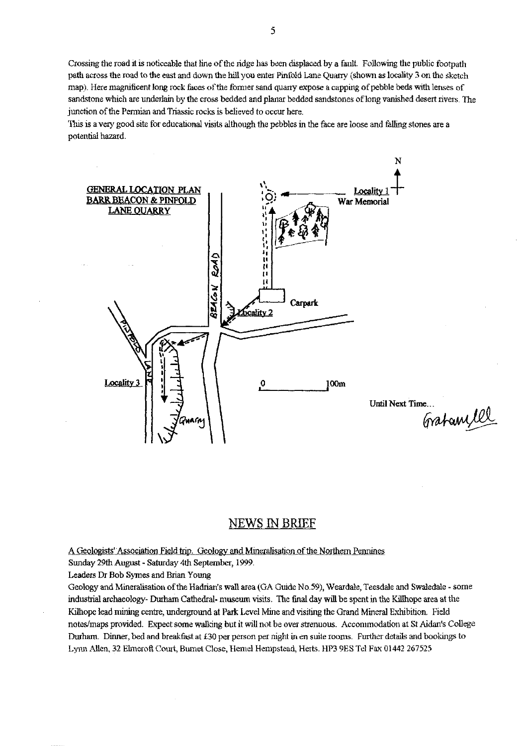Crossing the road it is noticeable that line of the ridge has been displaced by a fault. Following the public footpath path across the road to the east and down the hill you enter Pinfold Lane Quarry (shown as locality 3 on the sketch map). Here magnificent long rock faces of the former sand quarry expose a capping of pebble beds with lenses of sandstone which are underlain by the cross bedded and planar bedded sandstones of long vanished desert rivers. The junction of the Permian and Triassic rocks is believed to occur here.

This is a very good site for educational visits although the pebbles in the face are loose and falling stones are a potential hazard.

GENERAL LOCATION PLAN
BARR BEACON & PINFOLD LANE QUARRY

Locality 1 War Memorial

Carpark

Locality 2

BEACON ROAD

PINFOLD LANE

Locality 3

Quarry

0 100m

N

Until Next Time...

Graham

## NEWS IN BRIEF

A Geologists' Association Field trip. Geology and Mineralisation of the Northern Pennines

Sunday 29th August - Saturday 4th September, 1999.

Leaders Dr Bob Symes and Brian Young

Geology and Mineralisation of the Hadrian's wall area (GA Guide No.59), Weardale, Teesdale and Swaledale - some industrial archaeology- Durham Cathedral- museum visits. The final day will be spent in the Killhope area at the Kilhope lead mining centre, underground at Park Level Mine and visiting the Grand Mineral Exhibition. Field notes/maps provided. Expect some walking but it will not be over strenuous. Accommodation at St Aidan's College Durham. Dinner, bed and breakfast at £30 per person per night in en suite rooms. Further details and bookings to Lynn Allen, 32 Elmcroft Court, Burnet Close, Hemel Hempstead, Herts. HP3 9ES Tel Fax 01442 267525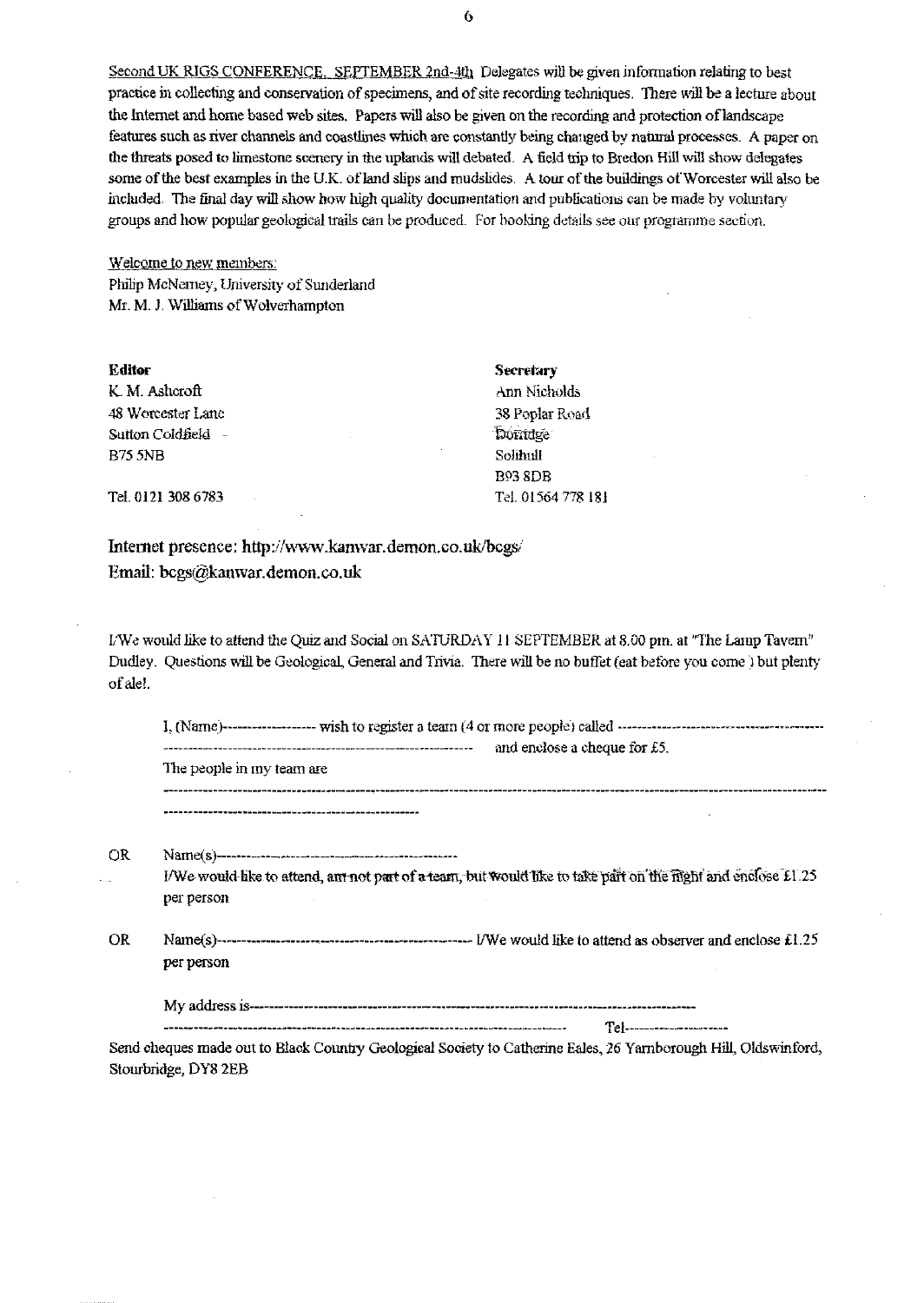Second UK RIGS CONFERENCE, SEPTEMBER 2nd-4th Delegates will be given information relating to best practice in collecting and conservation of specimens, and of site recording techniques. There will be a lecture about the Internet and home based web sites. Papers will also be given on the recording and protection of landscape features such as river channels and coastlines which are constantly being changed by natural processes. A paper on the threats posed to limestone scenery in the uplands will debated. A field trip to Bredon Hill will show delegates some of the best examples in the U.K. of land slips and mudslides. A tour of the buildings of Worcester will also be included. The final day will show how high quality documentation and publications can be made by voluntary groups and how popular geological trails can be produced. For booking details see our programme section.

Welcome to new members:
Philip McNerney, University of Sunderland
Mr. M. J. Williams of Wolverhampton

**Editor**
K. M. Ashcroft
48 Worcester Lane
Sutton Coldfield
B75 5NB

Tel. 0121 308 6783

**Secretary**
Ann Nicholds
38 Poplar Road
Dorridge
Solihull
B93 8DB
Tel. 01564 778 181

Internet presence: http://www.kanwar.demon.co.uk/bcgs/
Email: bcgs@kanwar.demon.co.uk

I/We would like to attend the Quiz and Social on SATURDAY 11 SEPTEMBER at 8.00 pm. at "The Lamp Tavern" Dudley. Questions will be Geological, General and Trivia. There will be no buffet (eat before you come ) but plenty of ale!.

I, (Name)------------------ wish to register a team (4 or more people) called ------------------------------------------
------------------------------------------------------------ and enclose a cheque for £5.
The people in my team are
------------------------------------------------------------------------------------------------------------------------
----------------------------------------------------

OR Name(s)-----------------------------------------------
I/We would like to attend, am not part of a team, but would like to take part on the night and enclose £1.25 per person

OR Name(s)----------------------------------------------- I/We would like to attend as observer and enclose £1.25 per person

My address is------------------------------------------------------------------------------------------
------------------------------------------------------------------------------------ Tel---------------------

Send cheques made out to Black Country Geological Society to Catherine Eales, 26 Yarnborough Hill, Oldswinford, Stourbridge, DY8 2EB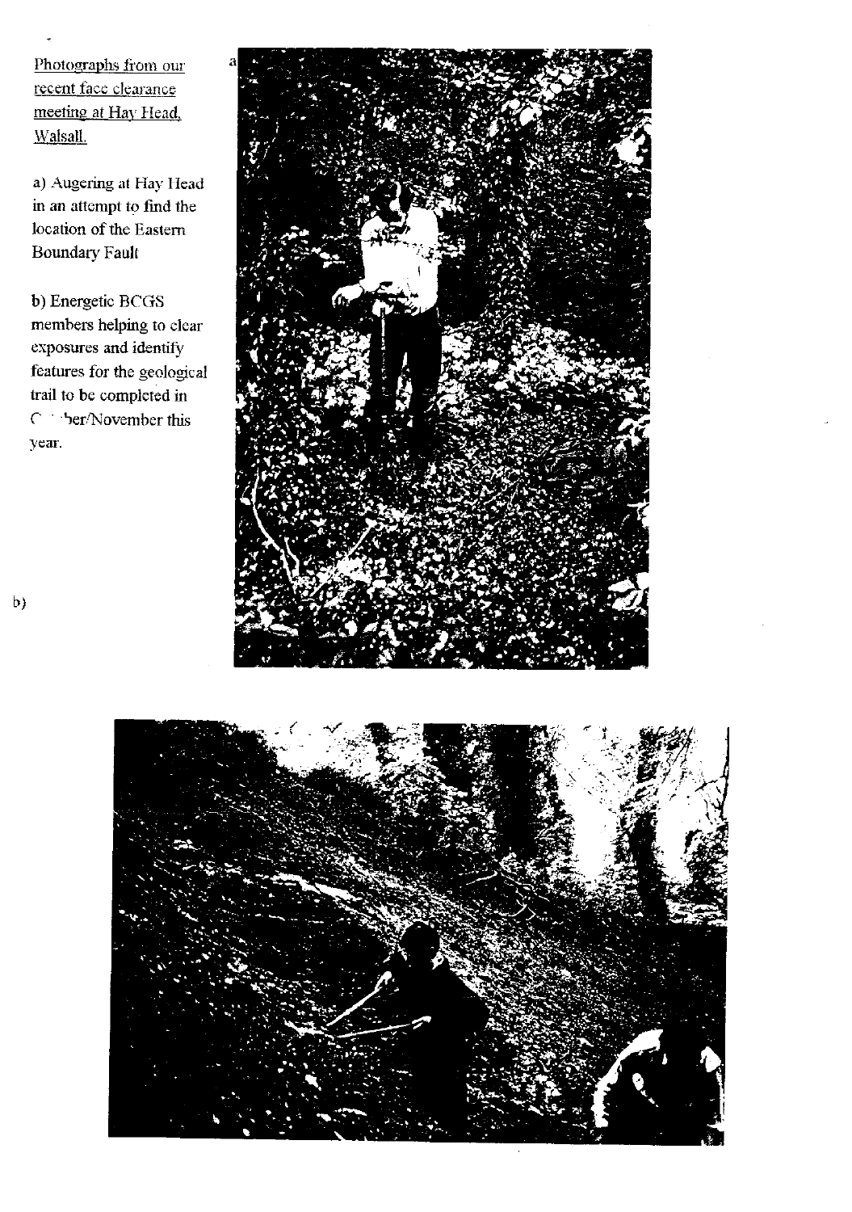Photographs from our recent face clearance meeting at Hay Head, Walsall.

a) Augering at Hay Head in an attempt to find the location of the Eastern Boundary Fault

b) Energetic BCGS members helping to clear exposures and identify features for the geological trail to be completed in October/November this year.

a

b)